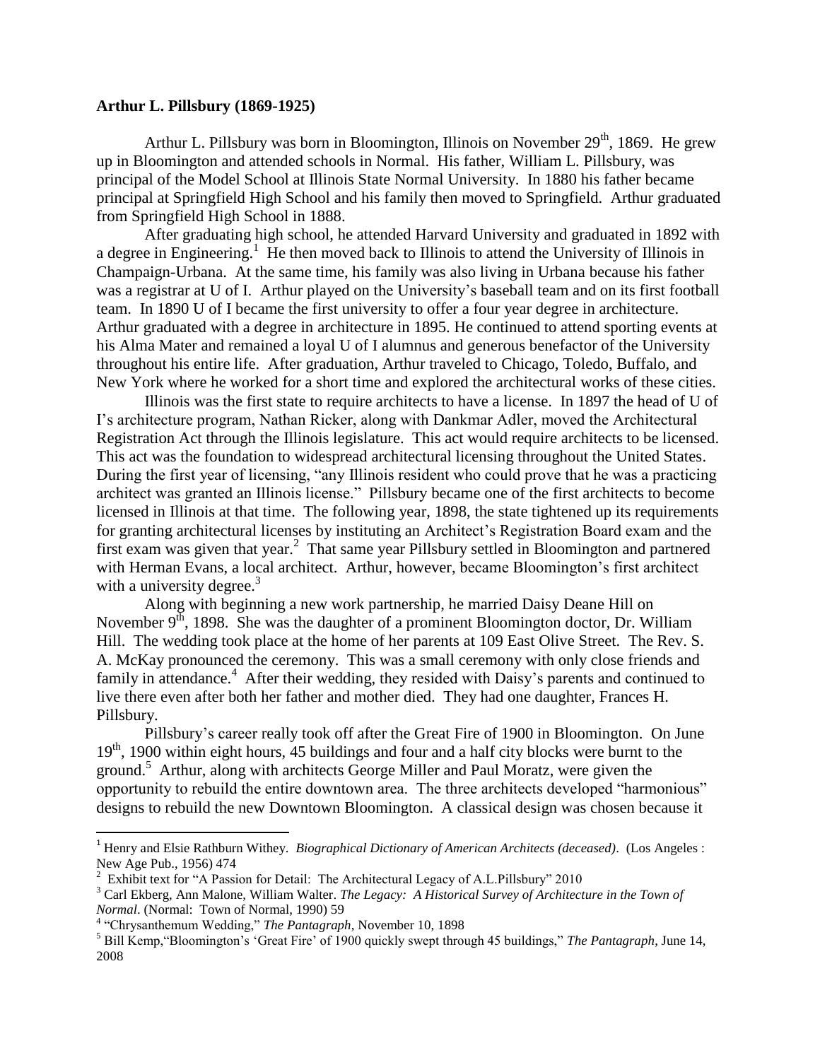**Arthur L. Pillsbury (1869-1925)**

Arthur L. Pillsbury was born in Bloomington, Illinois on November 29th, 1869. He grew up in Bloomington and attended schools in Normal. His father, William L. Pillsbury, was principal of the Model School at Illinois State Normal University. In 1880 his father became principal at Springfield High School and his family then moved to Springfield. Arthur graduated from Springfield High School in 1888.

After graduating high school, he attended Harvard University and graduated in 1892 with a degree in Engineering.[1] He then moved back to Illinois to attend the University of Illinois in Champaign-Urbana. At the same time, his family was also living in Urbana because his father was a registrar at U of I. Arthur played on the University's baseball team and on its first football team. In 1890 U of I became the first university to offer a four year degree in architecture. Arthur graduated with a degree in architecture in 1895. He continued to attend sporting events at his Alma Mater and remained a loyal U of I alumnus and generous benefactor of the University throughout his entire life. After graduation, Arthur traveled to Chicago, Toledo, Buffalo, and New York where he worked for a short time and explored the architectural works of these cities.

Illinois was the first state to require architects to have a license. In 1897 the head of U of I's architecture program, Nathan Ricker, along with Dankmar Adler, moved the Architectural Registration Act through the Illinois legislature. This act would require architects to be licensed. This act was the foundation to widespread architectural licensing throughout the United States. During the first year of licensing, "any Illinois resident who could prove that he was a practicing architect was granted an Illinois license." Pillsbury became one of the first architects to become licensed in Illinois at that time. The following year, 1898, the state tightened up its requirements for granting architectural licenses by instituting an Architect's Registration Board exam and the first exam was given that year.[2] That same year Pillsbury settled in Bloomington and partnered with Herman Evans, a local architect. Arthur, however, became Bloomington's first architect with a university degree.[3]

Along with beginning a new work partnership, he married Daisy Deane Hill on November 9th, 1898. She was the daughter of a prominent Bloomington doctor, Dr. William Hill. The wedding took place at the home of her parents at 109 East Olive Street. The Rev. S. A. McKay pronounced the ceremony. This was a small ceremony with only close friends and family in attendance.[4] After their wedding, they resided with Daisy's parents and continued to live there even after both her father and mother died. They had one daughter, Frances H. Pillsbury.

Pillsbury's career really took off after the Great Fire of 1900 in Bloomington. On June 19th, 1900 within eight hours, 45 buildings and four and a half city blocks were burnt to the ground.[5] Arthur, along with architects George Miller and Paul Moratz, were given the opportunity to rebuild the entire downtown area. The three architects developed "harmonious" designs to rebuild the new Downtown Bloomington. A classical design was chosen because it

---

[1] Henry and Elsie Rathburn Withey. *Biographical Dictionary of American Architects (deceased)*. (Los Angeles : New Age Pub., 1956) 474

[2] Exhibit text for "A Passion for Detail: The Architectural Legacy of A.L.Pillsbury" 2010

[3] Carl Ekberg, Ann Malone, William Walter. *The Legacy: A Historical Survey of Architecture in the Town of Normal*. (Normal: Town of Normal, 1990) 59

[4] "Chrysanthemum Wedding," *The Pantagraph*, November 10, 1898

[5] Bill Kemp,"Bloomington's 'Great Fire' of 1900 quickly swept through 45 buildings," *The Pantagraph*, June 14, 2008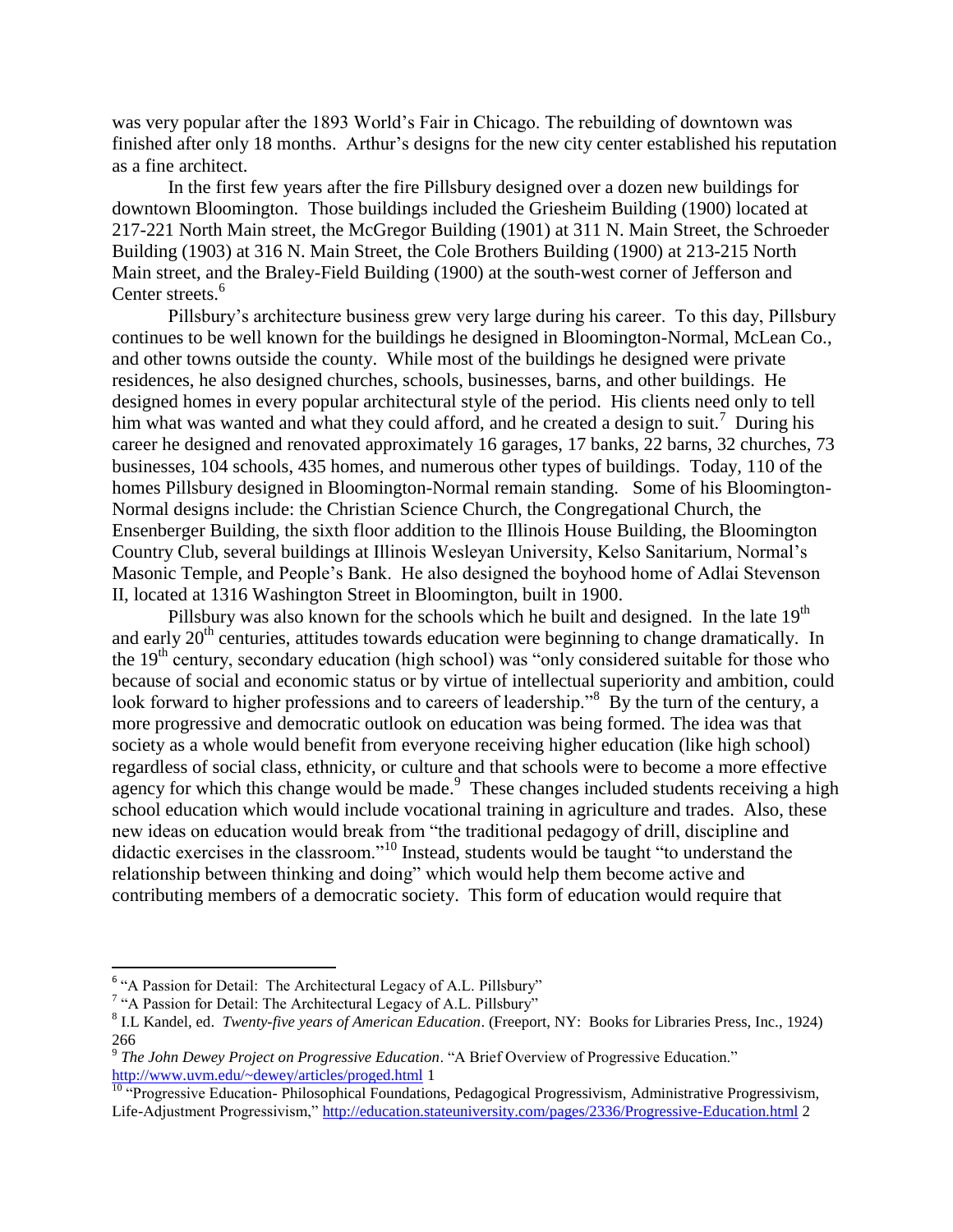was very popular after the 1893 World's Fair in Chicago. The rebuilding of downtown was finished after only 18 months. Arthur's designs for the new city center established his reputation as a fine architect.

In the first few years after the fire Pillsbury designed over a dozen new buildings for downtown Bloomington. Those buildings included the Griesheim Building (1900) located at 217-221 North Main street, the McGregor Building (1901) at 311 N. Main Street, the Schroeder Building (1903) at 316 N. Main Street, the Cole Brothers Building (1900) at 213-215 North Main street, and the Braley-Field Building (1900) at the south-west corner of Jefferson and Center streets.[6]

Pillsbury's architecture business grew very large during his career. To this day, Pillsbury continues to be well known for the buildings he designed in Bloomington-Normal, McLean Co., and other towns outside the county. While most of the buildings he designed were private residences, he also designed churches, schools, businesses, barns, and other buildings. He designed homes in every popular architectural style of the period. His clients need only to tell him what was wanted and what they could afford, and he created a design to suit.[7] During his career he designed and renovated approximately 16 garages, 17 banks, 22 barns, 32 churches, 73 businesses, 104 schools, 435 homes, and numerous other types of buildings. Today, 110 of the homes Pillsbury designed in Bloomington-Normal remain standing. Some of his Bloomington-Normal designs include: the Christian Science Church, the Congregational Church, the Ensenberger Building, the sixth floor addition to the Illinois House Building, the Bloomington Country Club, several buildings at Illinois Wesleyan University, Kelso Sanitarium, Normal's Masonic Temple, and People's Bank. He also designed the boyhood home of Adlai Stevenson II, located at 1316 Washington Street in Bloomington, built in 1900.

Pillsbury was also known for the schools which he built and designed. In the late 19th and early 20th centuries, attitudes towards education were beginning to change dramatically. In the 19th century, secondary education (high school) was "only considered suitable for those who because of social and economic status or by virtue of intellectual superiority and ambition, could look forward to higher professions and to careers of leadership."[8] By the turn of the century, a more progressive and democratic outlook on education was being formed. The idea was that society as a whole would benefit from everyone receiving higher education (like high school) regardless of social class, ethnicity, or culture and that schools were to become a more effective agency for which this change would be made.[9] These changes included students receiving a high school education which would include vocational training in agriculture and trades. Also, these new ideas on education would break from "the traditional pedagogy of drill, discipline and didactic exercises in the classroom."[10] Instead, students would be taught "to understand the relationship between thinking and doing" which would help them become active and contributing members of a democratic society. This form of education would require that

---

[6] "A Passion for Detail: The Architectural Legacy of A.L. Pillsbury"

[7] "A Passion for Detail: The Architectural Legacy of A.L. Pillsbury"

[8] I.L Kandel, ed. *Twenty-five years of American Education*. (Freeport, NY: Books for Libraries Press, Inc., 1924) 266

[9] *The John Dewey Project on Progressive Education*. "A Brief Overview of Progressive Education." http://www.uvm.edu/~dewey/articles/proged.html 1

[10] "Progressive Education- Philosophical Foundations, Pedagogical Progressivism, Administrative Progressivism, Life-Adjustment Progressivism," http://education.stateuniversity.com/pages/2336/Progressive-Education.html 2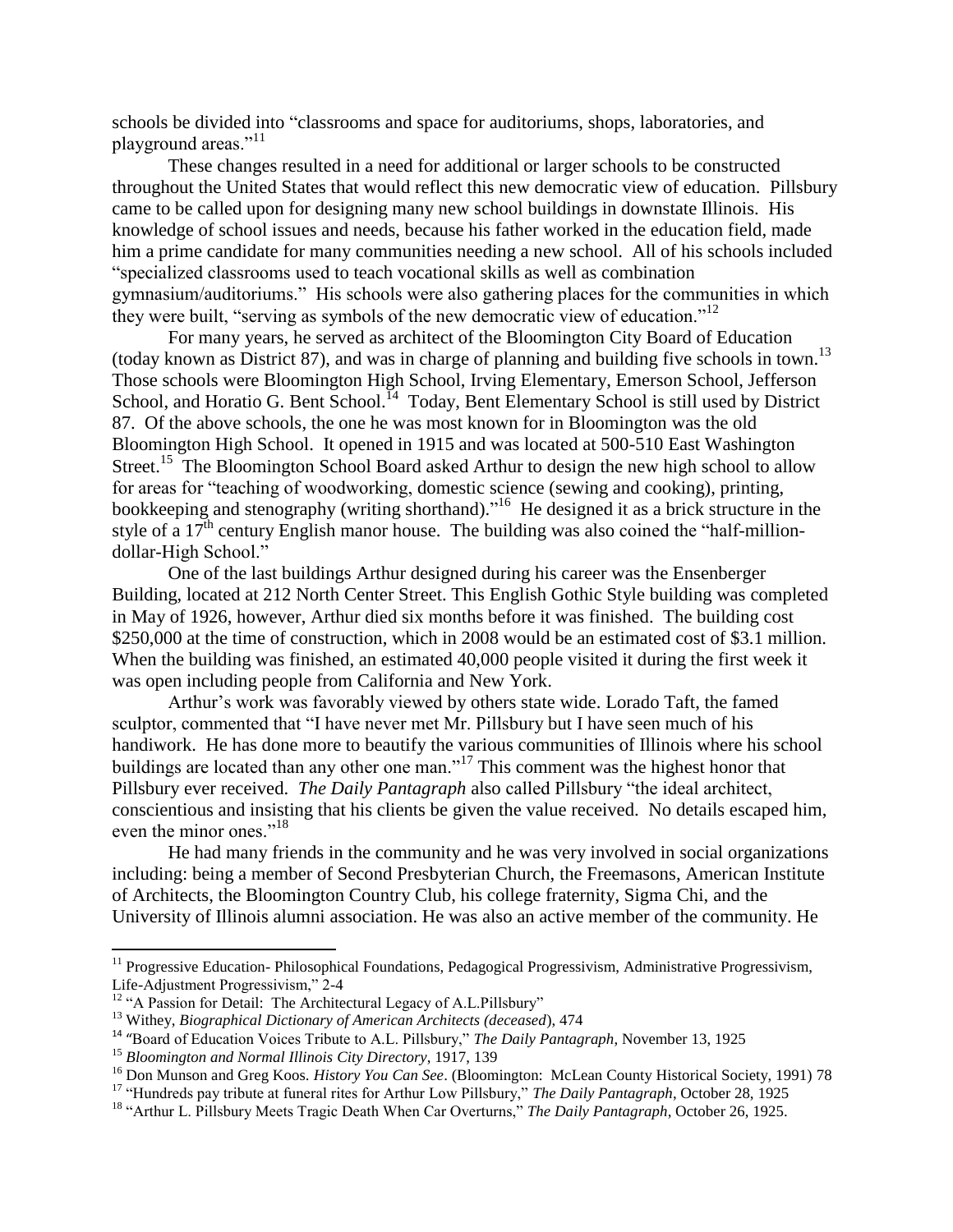schools be divided into "classrooms and space for auditoriums, shops, laboratories, and playground areas."[11]

These changes resulted in a need for additional or larger schools to be constructed throughout the United States that would reflect this new democratic view of education. Pillsbury came to be called upon for designing many new school buildings in downstate Illinois. His knowledge of school issues and needs, because his father worked in the education field, made him a prime candidate for many communities needing a new school. All of his schools included "specialized classrooms used to teach vocational skills as well as combination gymnasium/auditoriums." His schools were also gathering places for the communities in which they were built, "serving as symbols of the new democratic view of education."[12]

For many years, he served as architect of the Bloomington City Board of Education (today known as District 87), and was in charge of planning and building five schools in town.[13] Those schools were Bloomington High School, Irving Elementary, Emerson School, Jefferson School, and Horatio G. Bent School.[14] Today, Bent Elementary School is still used by District 87. Of the above schools, the one he was most known for in Bloomington was the old Bloomington High School. It opened in 1915 and was located at 500-510 East Washington Street.[15] The Bloomington School Board asked Arthur to design the new high school to allow for areas for "teaching of woodworking, domestic science (sewing and cooking), printing, bookkeeping and stenography (writing shorthand)."[16] He designed it as a brick structure in the style of a 17th century English manor house. The building was also coined the "half-million-dollar-High School."

One of the last buildings Arthur designed during his career was the Ensenberger Building, located at 212 North Center Street. This English Gothic Style building was completed in May of 1926, however, Arthur died six months before it was finished. The building cost $250,000 at the time of construction, which in 2008 would be an estimated cost of $3.1 million. When the building was finished, an estimated 40,000 people visited it during the first week it was open including people from California and New York.

Arthur's work was favorably viewed by others state wide. Lorado Taft, the famed sculptor, commented that "I have never met Mr. Pillsbury but I have seen much of his handiwork. He has done more to beautify the various communities of Illinois where his school buildings are located than any other one man."[17] This comment was the highest honor that Pillsbury ever received. *The Daily Pantagraph* also called Pillsbury "the ideal architect, conscientious and insisting that his clients be given the value received. No details escaped him, even the minor ones."[18]

He had many friends in the community and he was very involved in social organizations including: being a member of Second Presbyterian Church, the Freemasons, American Institute of Architects, the Bloomington Country Club, his college fraternity, Sigma Chi, and the University of Illinois alumni association. He was also an active member of the community. He

---

[11] Progressive Education- Philosophical Foundations, Pedagogical Progressivism, Administrative Progressivism, Life-Adjustment Progressivism," 2-4

[12] "A Passion for Detail: The Architectural Legacy of A.L.Pillsbury"

[13] Withey, *Biographical Dictionary of American Architects (deceased*), 474

[14] "Board of Education Voices Tribute to A.L. Pillsbury," *The Daily Pantagraph*, November 13, 1925

[15] *Bloomington and Normal Illinois City Directory*, 1917, 139

[16] Don Munson and Greg Koos. *History You Can See*. (Bloomington: McLean County Historical Society, 1991) 78

[17] "Hundreds pay tribute at funeral rites for Arthur Low Pillsbury," *The Daily Pantagraph*, October 28, 1925

[18] "Arthur L. Pillsbury Meets Tragic Death When Car Overturns," *The Daily Pantagraph*, October 26, 1925.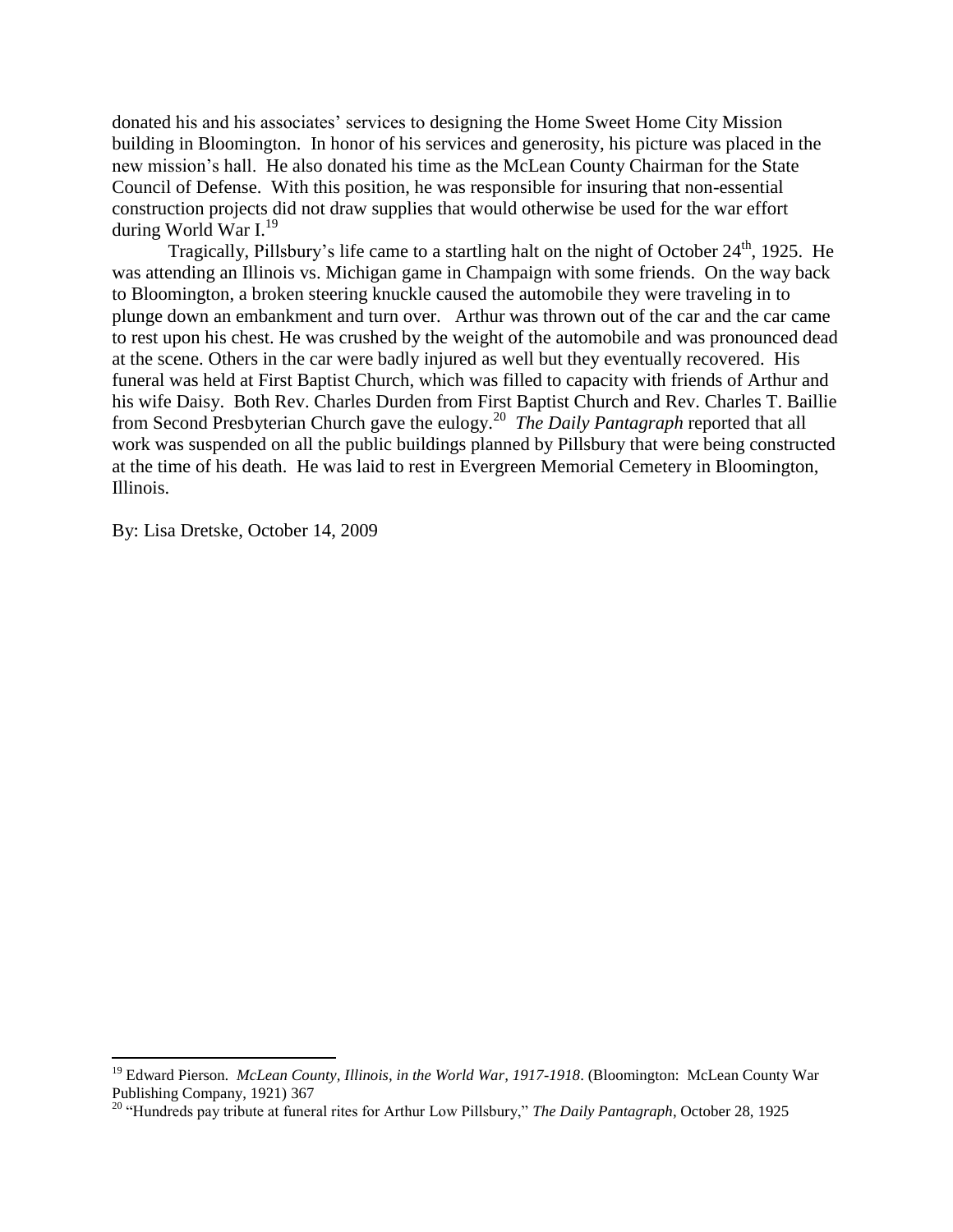donated his and his associates' services to designing the Home Sweet Home City Mission building in Bloomington. In honor of his services and generosity, his picture was placed in the new mission's hall. He also donated his time as the McLean County Chairman for the State Council of Defense. With this position, he was responsible for insuring that non-essential construction projects did not draw supplies that would otherwise be used for the war effort during World War I.[19]

Tragically, Pillsbury's life came to a startling halt on the night of October 24th, 1925. He was attending an Illinois vs. Michigan game in Champaign with some friends. On the way back to Bloomington, a broken steering knuckle caused the automobile they were traveling in to plunge down an embankment and turn over. Arthur was thrown out of the car and the car came to rest upon his chest. He was crushed by the weight of the automobile and was pronounced dead at the scene. Others in the car were badly injured as well but they eventually recovered. His funeral was held at First Baptist Church, which was filled to capacity with friends of Arthur and his wife Daisy. Both Rev. Charles Durden from First Baptist Church and Rev. Charles T. Baillie from Second Presbyterian Church gave the eulogy.[20] *The Daily Pantagraph* reported that all work was suspended on all the public buildings planned by Pillsbury that were being constructed at the time of his death. He was laid to rest in Evergreen Memorial Cemetery in Bloomington, Illinois.

By: Lisa Dretske, October 14, 2009

---

[19] Edward Pierson. *McLean County, Illinois, in the World War, 1917-1918*. (Bloomington: McLean County War Publishing Company, 1921) 367

[20] "Hundreds pay tribute at funeral rites for Arthur Low Pillsbury," *The Daily Pantagraph*, October 28, 1925